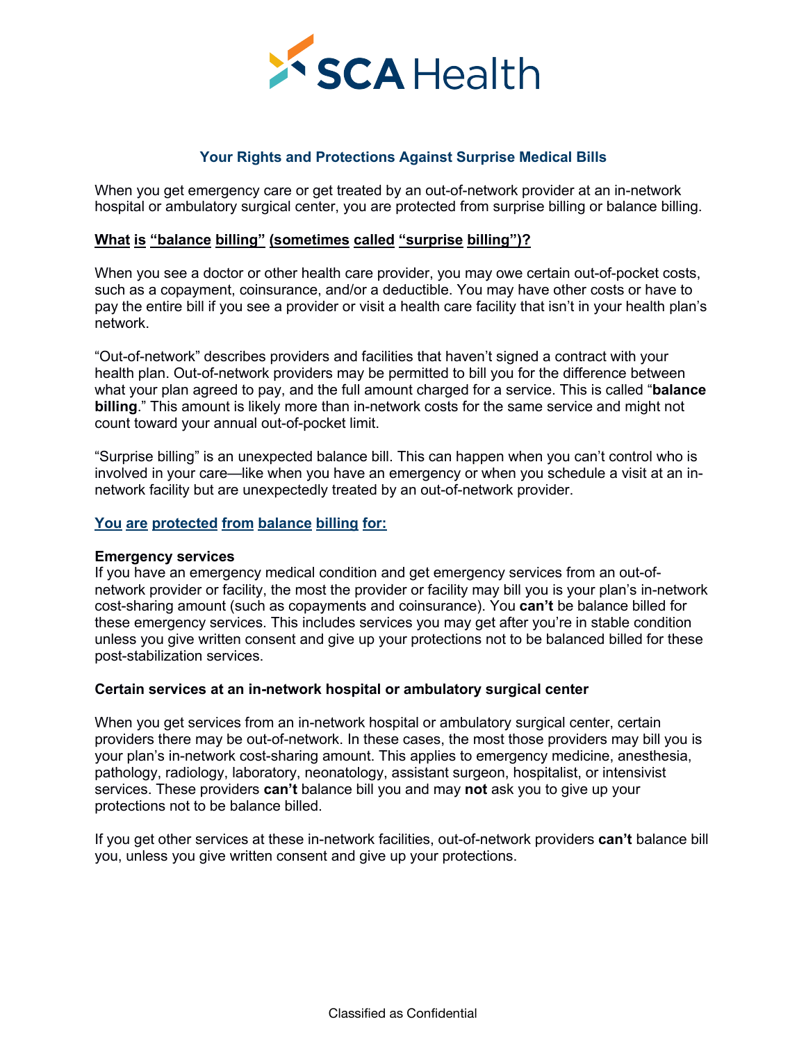SCA Health

## Your Rights and Protections Against Surprise Medical Bills

When you get emergency care or get treated by an out-of-network provider at an in-network hospital or ambulatory surgical center, you are protected from surprise billing or balance billing.

### What is "balance billing" (sometimes called "surprise billing")?

When you see a doctor or other health care provider, you may owe certain out-of-pocket costs, such as a copayment, coinsurance, and/or a deductible. You may have other costs or have to pay the entire bill if you see a provider or visit a health care facility that isn't in your health plan's network.

"Out-of-network" describes providers and facilities that haven't signed a contract with your health plan. Out-of-network providers may be permitted to bill you for the difference between what your plan agreed to pay, and the full amount charged for a service. This is called "**balance billing**." This amount is likely more than in-network costs for the same service and might not count toward your annual out-of-pocket limit.

"Surprise billing" is an unexpected balance bill. This can happen when you can't control who is involved in your care—like when you have an emergency or when you schedule a visit at an in-network facility but are unexpectedly treated by an out-of-network provider.

### You are protected from balance billing for:

**Emergency services**
If you have an emergency medical condition and get emergency services from an out-of-network provider or facility, the most the provider or facility may bill you is your plan's in-network cost-sharing amount (such as copayments and coinsurance). You **can't** be balance billed for these emergency services. This includes services you may get after you're in stable condition unless you give written consent and give up your protections not to be balanced billed for these post-stabilization services.

**Certain services at an in-network hospital or ambulatory surgical center**

When you get services from an in-network hospital or ambulatory surgical center, certain providers there may be out-of-network. In these cases, the most those providers may bill you is your plan's in-network cost-sharing amount. This applies to emergency medicine, anesthesia, pathology, radiology, laboratory, neonatology, assistant surgeon, hospitalist, or intensivist services. These providers **can't** balance bill you and may **not** ask you to give up your protections not to be balance billed.

If you get other services at these in-network facilities, out-of-network providers **can't** balance bill you, unless you give written consent and give up your protections.

Classified as Confidential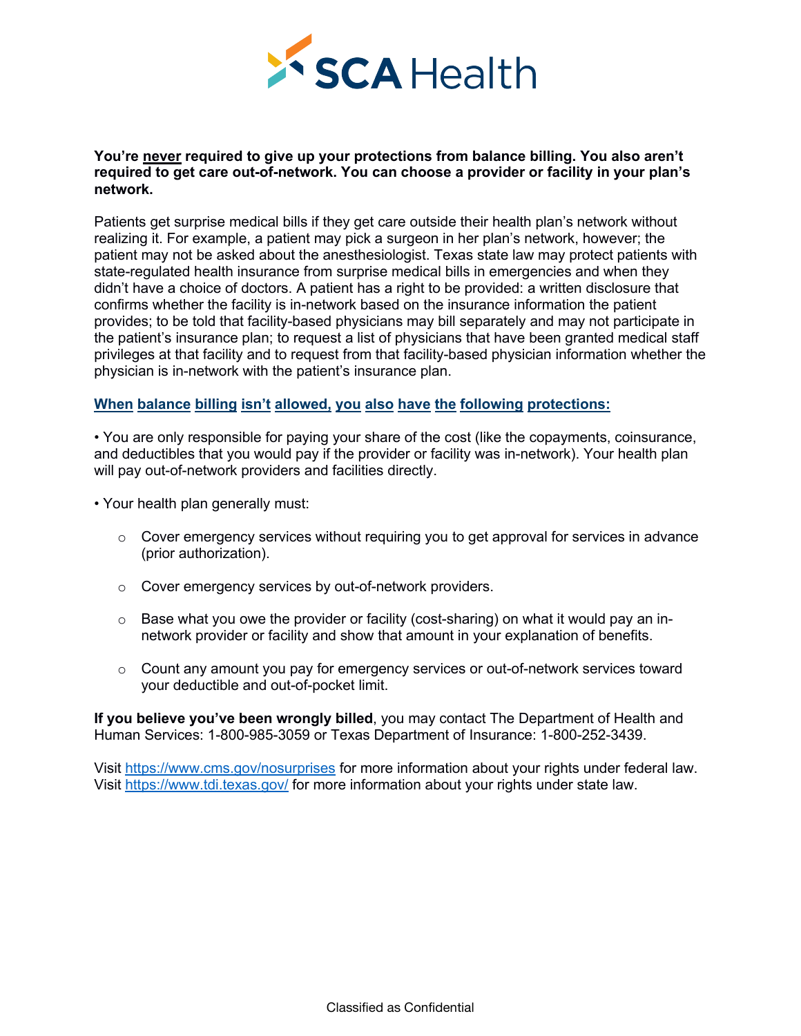**You're never required to give up your protections from balance billing. You also aren't required to get care out-of-network. You can choose a provider or facility in your plan's network.**

Patients get surprise medical bills if they get care outside their health plan's network without realizing it. For example, a patient may pick a surgeon in her plan's network, however; the patient may not be asked about the anesthesiologist. Texas state law may protect patients with state-regulated health insurance from surprise medical bills in emergencies and when they didn't have a choice of doctors. A patient has a right to be provided: a written disclosure that confirms whether the facility is in-network based on the insurance information the patient provides; to be told that facility-based physicians may bill separately and may not participate in the patient's insurance plan; to request a list of physicians that have been granted medical staff privileges at that facility and to request from that facility-based physician information whether the physician is in-network with the patient's insurance plan.

**When balance billing isn't allowed, you also have the following protections:**

- You are only responsible for paying your share of the cost (like the copayments, coinsurance, and deductibles that you would pay if the provider or facility was in-network). Your health plan will pay out-of-network providers and facilities directly.

- Your health plan generally must:
  - Cover emergency services without requiring you to get approval for services in advance (prior authorization).
  - Cover emergency services by out-of-network providers.
  - Base what you owe the provider or facility (cost-sharing) on what it would pay an in-network provider or facility and show that amount in your explanation of benefits.
  - Count any amount you pay for emergency services or out-of-network services toward your deductible and out-of-pocket limit.

**If you believe you've been wrongly billed**, you may contact The Department of Health and Human Services: 1-800-985-3059 or Texas Department of Insurance: 1-800-252-3439.

Visit https://www.cms.gov/nosurprises for more information about your rights under federal law.
Visit https://www.tdi.texas.gov/ for more information about your rights under state law.